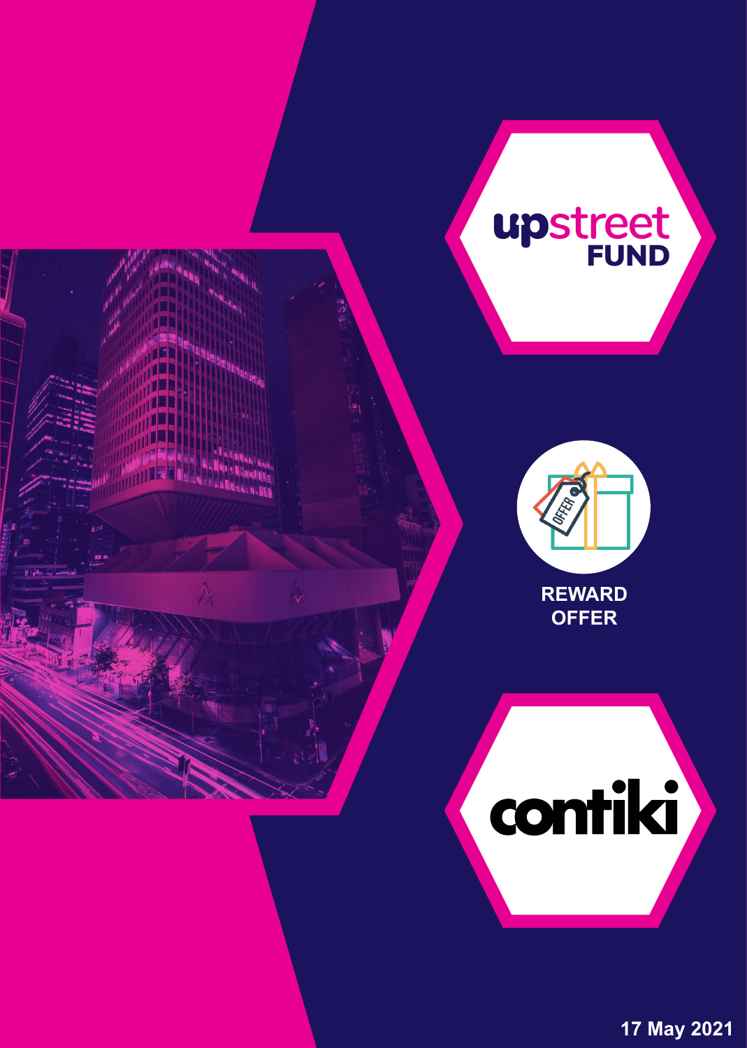# upstreet FUND

## REWARD OFFER

# contiki

17 May 2021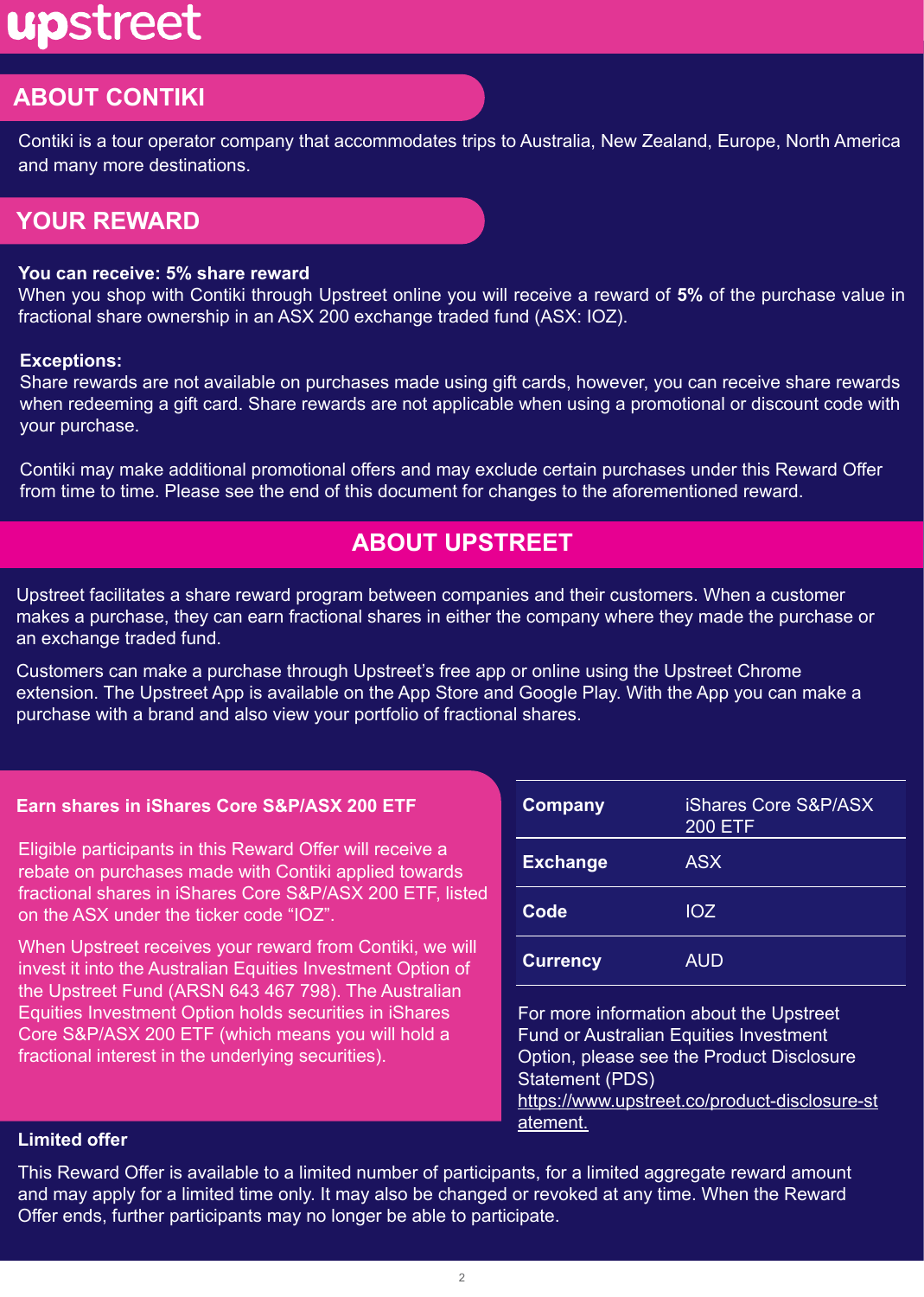upstreet

## ABOUT CONTIKI

Contiki is a tour operator company that accommodates trips to Australia, New Zealand, Europe, North America and many more destinations.

## YOUR REWARD

**You can receive: 5% share reward**
When you shop with Contiki through Upstreet online you will receive a reward of **5%** of the purchase value in fractional share ownership in an ASX 200 exchange traded fund (ASX: IOZ).

**Exceptions:**
Share rewards are not available on purchases made using gift cards, however, you can receive share rewards when redeeming a gift card. Share rewards are not applicable when using a promotional or discount code with your purchase.

Contiki may make additional promotional offers and may exclude certain purchases under this Reward Offer from time to time. Please see the end of this document for changes to the aforementioned reward.

## ABOUT UPSTREET

Upstreet facilitates a share reward program between companies and their customers. When a customer makes a purchase, they can earn fractional shares in either the company where they made the purchase or an exchange traded fund.

Customers can make a purchase through Upstreet's free app or online using the Upstreet Chrome extension. The Upstreet App is available on the App Store and Google Play. With the App you can make a purchase with a brand and also view your portfolio of fractional shares.

### Earn shares in iShares Core S&P/ASX 200 ETF

Eligible participants in this Reward Offer will receive a rebate on purchases made with Contiki applied towards fractional shares in iShares Core S&P/ASX 200 ETF, listed on the ASX under the ticker code "IOZ".

When Upstreet receives your reward from Contiki, we will invest it into the Australian Equities Investment Option of the Upstreet Fund (ARSN 643 467 798). The Australian Equities Investment Option holds securities in iShares Core S&P/ASX 200 ETF (which means you will hold a fractional interest in the underlying securities).

| | |
|---|---|
| **Company** | iShares Core S&P/ASX 200 ETF |
| **Exchange** | ASX |
| **Code** | IOZ |
| **Currency** | AUD |

For more information about the Upstreet Fund or Australian Equities Investment Option, please see the Product Disclosure Statement (PDS) https://www.upstreet.co/product-disclosure-statement.

**Limited offer**

This Reward Offer is available to a limited number of participants, for a limited aggregate reward amount and may apply for a limited time only. It may also be changed or revoked at any time. When the Reward Offer ends, further participants may no longer be able to participate.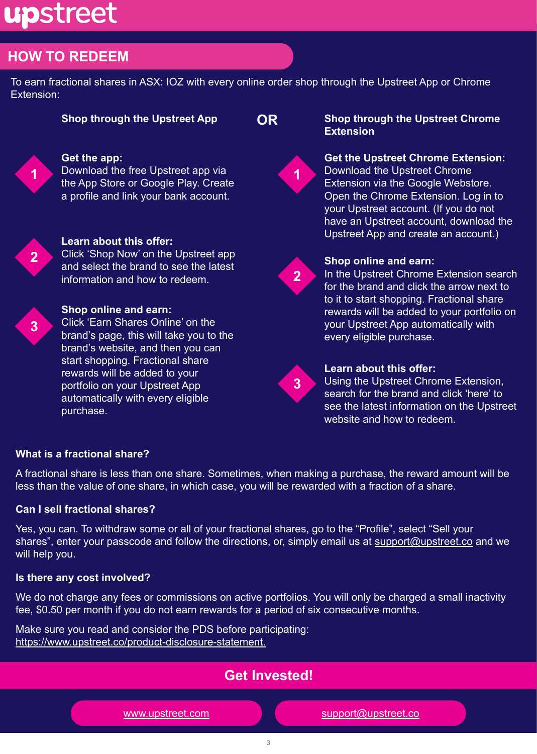upstreet

## HOW TO REDEEM

To earn fractional shares in ASX: IOZ with every online order shop through the Upstreet App or Chrome Extension:

### Shop through the Upstreet App

1. **Get the app:**
   Download the free Upstreet app via the App Store or Google Play. Create a profile and link your bank account.

2. **Learn about this offer:**
   Click 'Shop Now' on the Upstreet app and select the brand to see the latest information and how to redeem.

3. **Shop online and earn:**
   Click 'Earn Shares Online' on the brand's page, this will take you to the brand's website, and then you can start shopping. Fractional share rewards will be added to your portfolio on your Upstreet App automatically with every eligible purchase.

### OR

### Shop through the Upstreet Chrome Extension

1. **Get the Upstreet Chrome Extension:**
   Download the Upstreet Chrome Extension via the Google Webstore. Open the Chrome Extension. Log in to your Upstreet account. (If you do not have an Upstreet account, download the Upstreet App and create an account.)

2. **Shop online and earn:**
   In the Upstreet Chrome Extension search for the brand and click the arrow next to to it to start shopping. Fractional share rewards will be added to your portfolio on your Upstreet App automatically with every eligible purchase.

3. **Learn about this offer:**
   Using the Upstreet Chrome Extension, search for the brand and click 'here' to see the latest information on the Upstreet website and how to redeem.

**What is a fractional share?**

A fractional share is less than one share. Sometimes, when making a purchase, the reward amount will be less than the value of one share, in which case, you will be rewarded with a fraction of a share.

**Can I sell fractional shares?**

Yes, you can. To withdraw some or all of your fractional shares, go to the "Profile", select "Sell your shares", enter your passcode and follow the directions, or, simply email us at support@upstreet.co and we will help you.

**Is there any cost involved?**

We do not charge any fees or commissions on active portfolios. You will only be charged a small inactivity fee, $0.50 per month if you do not earn rewards for a period of six consecutive months.

Make sure you read and consider the PDS before participating:
https://www.upstreet.co/product-disclosure-statement.

## Get Invested!

www.upstreet.com | support@upstreet.co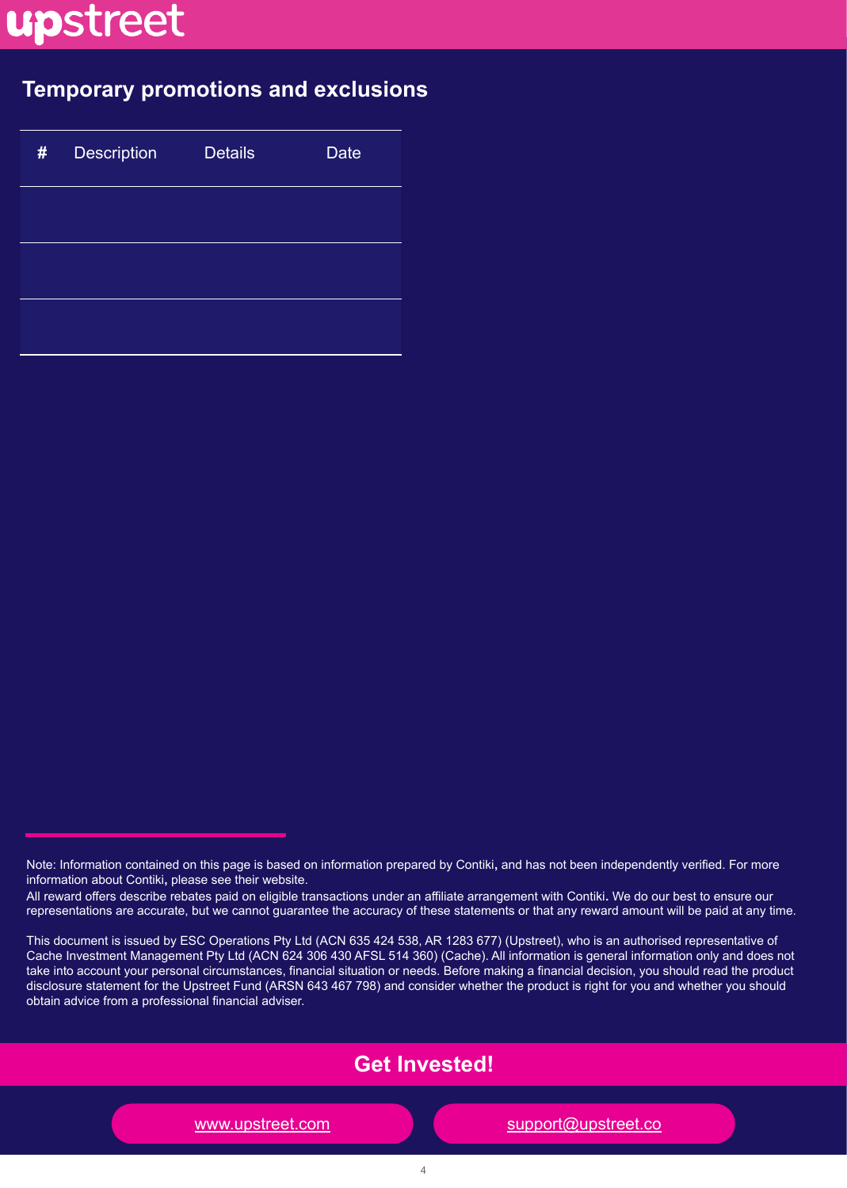upstreet

## Temporary promotions and exclusions

| # | Description | Details | Date |
|---|---|---|---|
| | | | |
| | | | |
| | | | |

Note: Information contained on this page is based on information prepared by Contiki, and has not been independently verified. For more information about Contiki, please see their website.
All reward offers describe rebates paid on eligible transactions under an affiliate arrangement with Contiki. We do our best to ensure our representations are accurate, but we cannot guarantee the accuracy of these statements or that any reward amount will be paid at any time.

This document is issued by ESC Operations Pty Ltd (ACN 635 424 538, AR 1283 677) (Upstreet), who is an authorised representative of Cache Investment Management Pty Ltd (ACN 624 306 430 AFSL 514 360) (Cache). All information is general information only and does not take into account your personal circumstances, financial situation or needs. Before making a financial decision, you should read the product disclosure statement for the Upstreet Fund (ARSN 643 467 798) and consider whether the product is right for you and whether you should obtain advice from a professional financial adviser.

**Get Invested!**

www.upstreet.com

support@upstreet.co